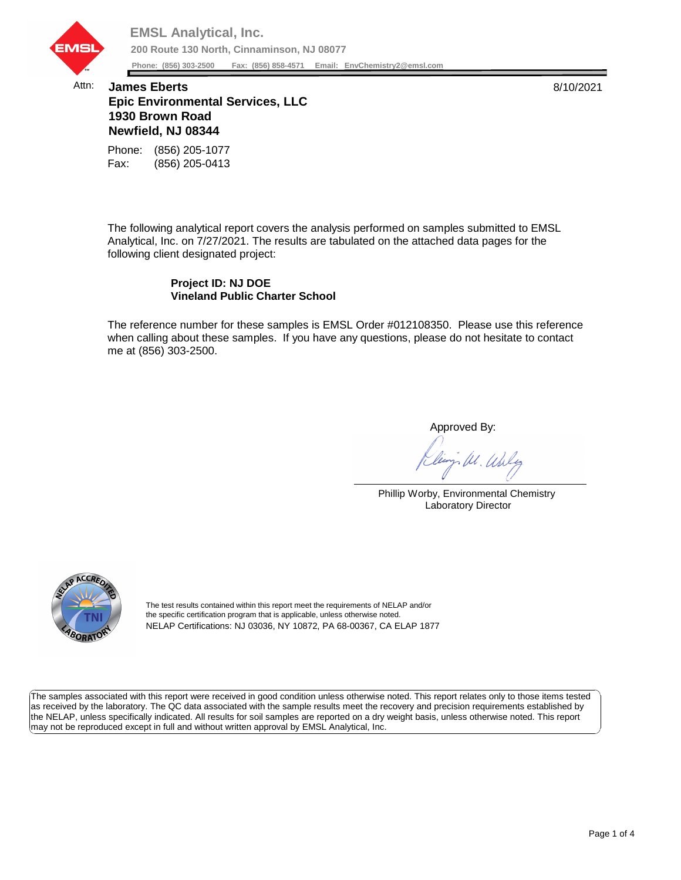**EMSL Analytical, Inc.**

**200 Route 130 North, Cinnaminson, NJ 08077**

**Phone: (856) 303-2500 Fax: (856) 858-4571 Email: EnvChemistry2@emsl.com**

Attn: **James Eberts**
**Epic Environmental Services, LLC**
**1930 Brown Road**
**Newfield, NJ 08344**

8/10/2021

Phone: (856) 205-1077
Fax: (856) 205-0413

The following analytical report covers the analysis performed on samples submitted to EMSL Analytical, Inc. on 7/27/2021. The results are tabulated on the attached data pages for the following client designated project:

**Project ID: NJ DOE**
**Vineland Public Charter School**

The reference number for these samples is EMSL Order #012108350. Please use this reference when calling about these samples. If you have any questions, please do not hesitate to contact me at (856) 303-2500.

Approved By:

Phillip Worby, Environmental Chemistry Laboratory Director

The test results contained within this report meet the requirements of NELAP and/or the specific certification program that is applicable, unless otherwise noted.
NELAP Certifications: NJ 03036, NY 10872, PA 68-00367, CA ELAP 1877

The samples associated with this report were received in good condition unless otherwise noted. This report relates only to those items tested as received by the laboratory. The QC data associated with the sample results meet the recovery and precision requirements established by the NELAP, unless specifically indicated. All results for soil samples are reported on a dry weight basis, unless otherwise noted. This report may not be reproduced except in full and without written approval by EMSL Analytical, Inc.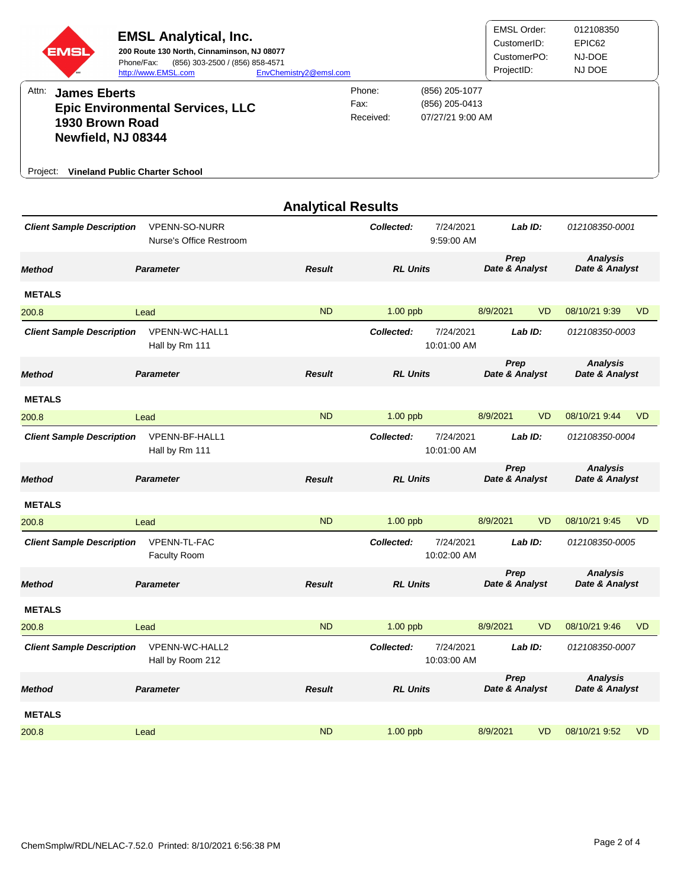**EMSL Analytical, Inc.**
**200 Route 130 North, Cinnaminson, NJ 08077**
Phone/Fax: (856) 303-2500 / (856) 858-4571
http://www.EMSL.com EnvChemistry2@emsl.com

| | |
|---|---|
| EMSL Order: | 012108350 |
| CustomerID: | EPIC62 |
| CustomerPO: | NJ-DOE |
| ProjectID: | NJ DOE |

Attn: **James Eberts**
**Epic Environmental Services, LLC**
**1930 Brown Road**
**Newfield, NJ 08344**

| | |
|---|---|
| Phone: | (856) 205-1077 |
| Fax: | (856) 205-0413 |
| Received: | 07/27/21 9:00 AM |

Project: **Vineland Public Charter School**

## Analytical Results

**Client Sample Description:** VPENN-SO-NURR, Nurse's Office Restroom — **Collected:** 7/24/2021 9:59:00 AM — **Lab ID:** 012108350-0001

| Method | Parameter | Result | RL Units | Prep Date & Analyst | | Analysis Date & Analyst | |
|---|---|---|---|---|---|---|---|
| **METALS** | | | | | | | |
| 200.8 | Lead | ND | 1.00 ppb | 8/9/2021 | VD | 08/10/21 9:39 | VD |

**Client Sample Description:** VPENN-WC-HALL1, Hall by Rm 111 — **Collected:** 7/24/2021 10:01:00 AM — **Lab ID:** 012108350-0003

| Method | Parameter | Result | RL Units | Prep Date & Analyst | | Analysis Date & Analyst | |
|---|---|---|---|---|---|---|---|
| **METALS** | | | | | | | |
| 200.8 | Lead | ND | 1.00 ppb | 8/9/2021 | VD | 08/10/21 9:44 | VD |

**Client Sample Description:** VPENN-BF-HALL1, Hall by Rm 111 — **Collected:** 7/24/2021 10:01:00 AM — **Lab ID:** 012108350-0004

| Method | Parameter | Result | RL Units | Prep Date & Analyst | | Analysis Date & Analyst | |
|---|---|---|---|---|---|---|---|
| **METALS** | | | | | | | |
| 200.8 | Lead | ND | 1.00 ppb | 8/9/2021 | VD | 08/10/21 9:45 | VD |

**Client Sample Description:** VPENN-TL-FAC, Faculty Room — **Collected:** 7/24/2021 10:02:00 AM — **Lab ID:** 012108350-0005

| Method | Parameter | Result | RL Units | Prep Date & Analyst | | Analysis Date & Analyst | |
|---|---|---|---|---|---|---|---|
| **METALS** | | | | | | | |
| 200.8 | Lead | ND | 1.00 ppb | 8/9/2021 | VD | 08/10/21 9:46 | VD |

**Client Sample Description:** VPENN-WC-HALL2, Hall by Room 212 — **Collected:** 7/24/2021 10:03:00 AM — **Lab ID:** 012108350-0007

| Method | Parameter | Result | RL Units | Prep Date & Analyst | | Analysis Date & Analyst | |
|---|---|---|---|---|---|---|---|
| **METALS** | | | | | | | |
| 200.8 | Lead | ND | 1.00 ppb | 8/9/2021 | VD | 08/10/21 9:52 | VD |

ChemSmplw/RDL/NELAC-7.52.0 Printed: 8/10/2021 6:56:38 PM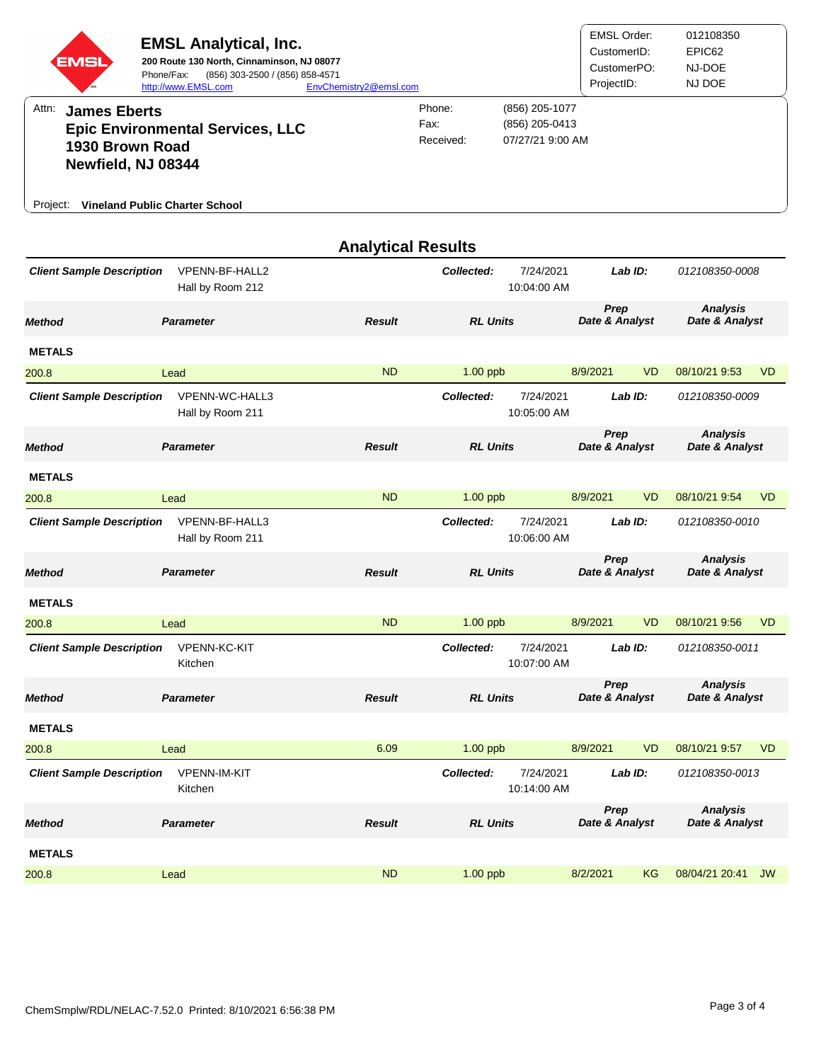# EMSL Analytical, Inc.

**200 Route 130 North, Cinnaminson, NJ 08077**
Phone/Fax: (856) 303-2500 / (856) 858-4571
http://www.EMSL.com EnvChemistry2@emsl.com

| | |
|---|---|
| EMSL Order: | 012108350 |
| CustomerID: | EPIC62 |
| CustomerPO: | NJ-DOE |
| ProjectID: | NJ DOE |

Attn: **James Eberts**
**Epic Environmental Services, LLC**
**1930 Brown Road**
**Newfield, NJ 08344**

| | |
|---|---|
| Phone: | (856) 205-1077 |
| Fax: | (856) 205-0413 |
| Received: | 07/27/21 9:00 AM |

Project: **Vineland Public Charter School**

## Analytical Results

**Client Sample Description:** VPENN-BF-HALL2 — Hall by Room 212
**Collected:** 7/24/2021 10:04:00 AM — **Lab ID:** 012108350-0008

| Method | Parameter | Result | RL Units | Prep Date & Analyst | | Analysis Date & Analyst | |
|---|---|---|---|---|---|---|---|
| **METALS** | | | | | | | |
| 200.8 | Lead | ND | 1.00 ppb | 8/9/2021 | VD | 08/10/21 9:53 | VD |

**Client Sample Description:** VPENN-WC-HALL3 — Hall by Room 211
**Collected:** 7/24/2021 10:05:00 AM — **Lab ID:** 012108350-0009

| Method | Parameter | Result | RL Units | Prep Date & Analyst | | Analysis Date & Analyst | |
|---|---|---|---|---|---|---|---|
| **METALS** | | | | | | | |
| 200.8 | Lead | ND | 1.00 ppb | 8/9/2021 | VD | 08/10/21 9:54 | VD |

**Client Sample Description:** VPENN-BF-HALL3 — Hall by Room 211
**Collected:** 7/24/2021 10:06:00 AM — **Lab ID:** 012108350-0010

| Method | Parameter | Result | RL Units | Prep Date & Analyst | | Analysis Date & Analyst | |
|---|---|---|---|---|---|---|---|
| **METALS** | | | | | | | |
| 200.8 | Lead | ND | 1.00 ppb | 8/9/2021 | VD | 08/10/21 9:56 | VD |

**Client Sample Description:** VPENN-KC-KIT — Kitchen
**Collected:** 7/24/2021 10:07:00 AM — **Lab ID:** 012108350-0011

| Method | Parameter | Result | RL Units | Prep Date & Analyst | | Analysis Date & Analyst | |
|---|---|---|---|---|---|---|---|
| **METALS** | | | | | | | |
| 200.8 | Lead | 6.09 | 1.00 ppb | 8/9/2021 | VD | 08/10/21 9:57 | VD |

**Client Sample Description:** VPENN-IM-KIT — Kitchen
**Collected:** 7/24/2021 10:14:00 AM — **Lab ID:** 012108350-0013

| Method | Parameter | Result | RL Units | Prep Date & Analyst | | Analysis Date & Analyst | |
|---|---|---|---|---|---|---|---|
| **METALS** | | | | | | | |
| 200.8 | Lead | ND | 1.00 ppb | 8/2/2021 | KG | 08/04/21 20:41 | JW |

ChemSmplw/RDL/NELAC-7.52.0 Printed: 8/10/2021 6:56:38 PM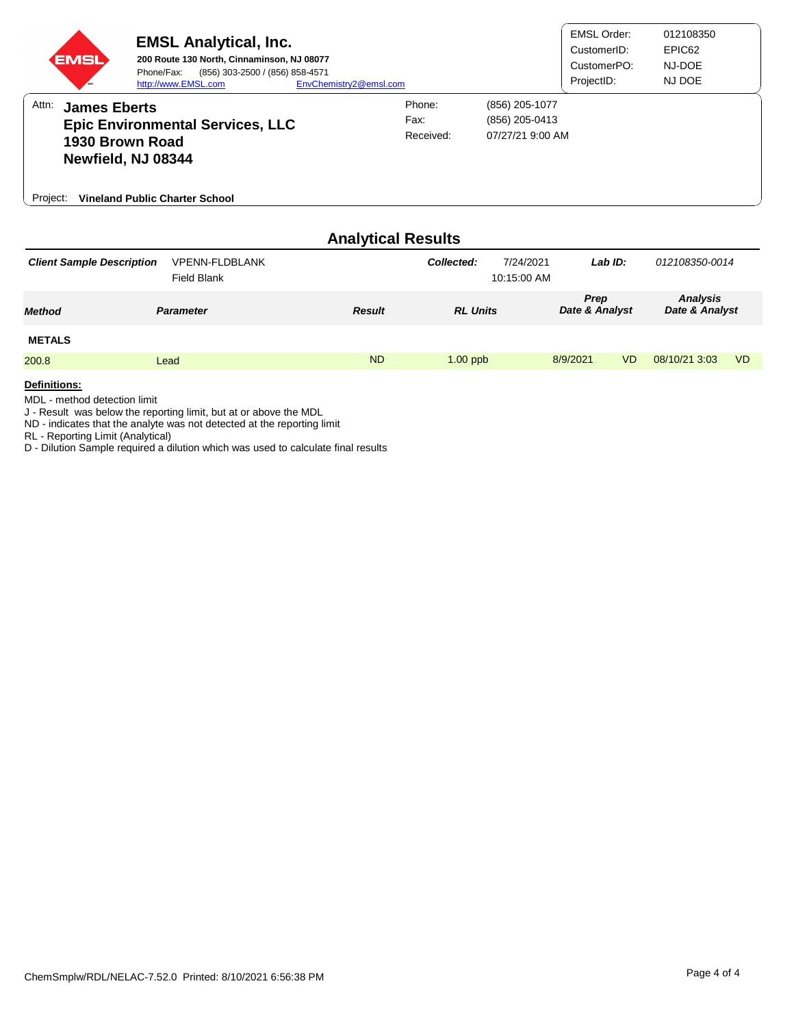**EMSL Analytical, Inc.**
**200 Route 130 North, Cinnaminson, NJ 08077**
Phone/Fax: (856) 303-2500 / (856) 858-4571
http://www.EMSL.com EnvChemistry2@emsl.com

| | |
|---|---|
| EMSL Order: | 012108350 |
| CustomerID: | EPIC62 |
| CustomerPO: | NJ-DOE |
| ProjectID: | NJ DOE |

Attn: **James Eberts**
**Epic Environmental Services, LLC**
**1930 Brown Road**
**Newfield, NJ 08344**

| | |
|---|---|
| Phone: | (856) 205-1077 |
| Fax: | (856) 205-0413 |
| Received: | 07/27/21 9:00 AM |

Project: **Vineland Public Charter School**

## Analytical Results

| | | | | | | | |
|---|---|---|---|---|---|---|---|
| ***Client Sample Description*** | VPENN-FLDBLANK Field Blank | ***Collected:*** | 7/24/2021 10:15:00 AM | ***Lab ID:*** | *012108350-0014* | | |

| *Method* | *Parameter* | *Result* | *RL Units* | *Prep Date & Analyst* | | *Analysis Date & Analyst* | |
|---|---|---|---|---|---|---|---|
| **METALS** | | | | | | | |
| 200.8 | Lead | ND | 1.00 ppb | 8/9/2021 | VD | 08/10/21 3:03 | VD |

**Definitions:**

MDL - method detection limit
J - Result was below the reporting limit, but at or above the MDL
ND - indicates that the analyte was not detected at the reporting limit
RL - Reporting Limit (Analytical)
D - Dilution Sample required a dilution which was used to calculate final results

ChemSmplw/RDL/NELAC-7.52.0 Printed: 8/10/2021 6:56:38 PM